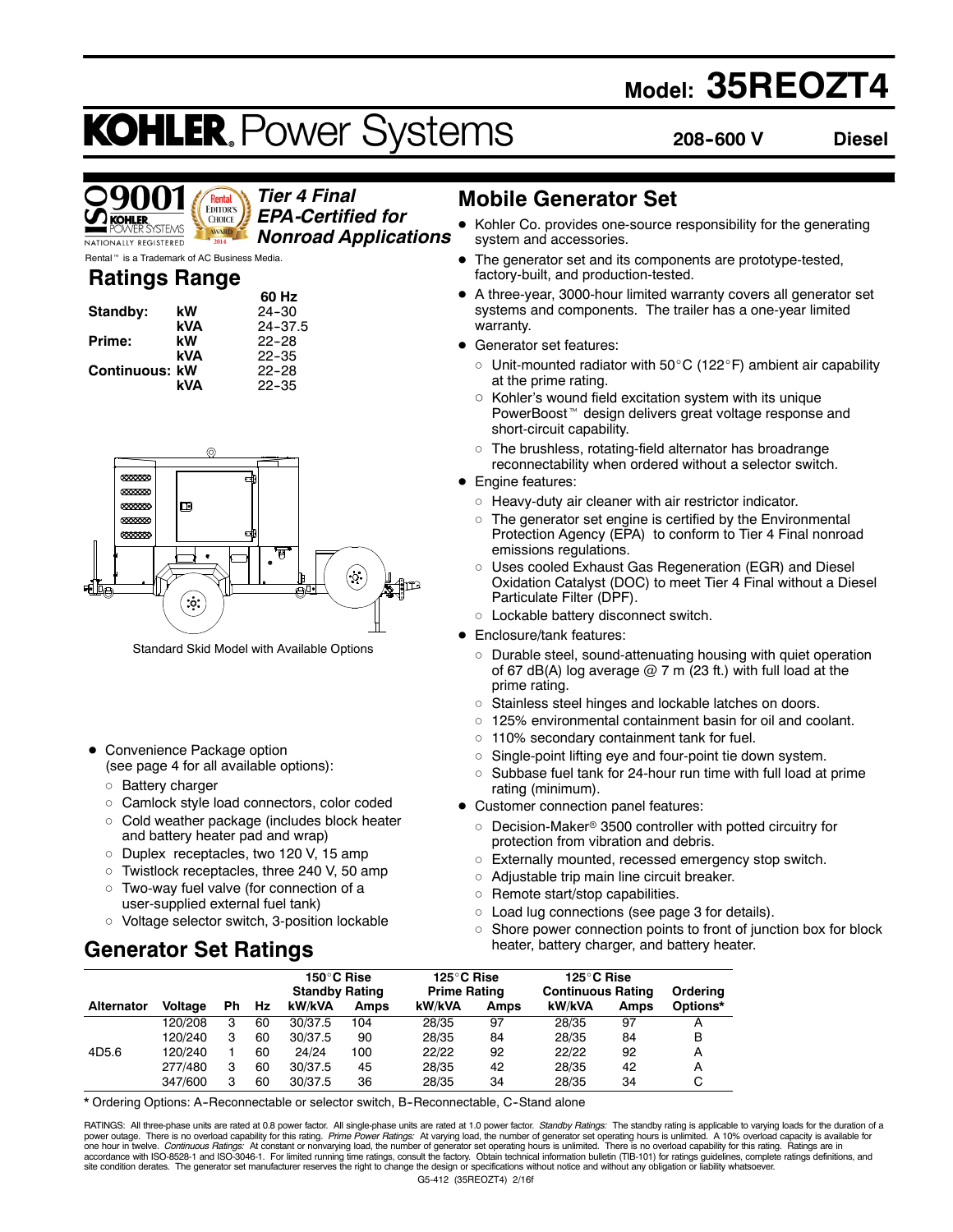# Model: 35REOZT4

# KOHLER. Power Systems

**208-600 V** **Diesel**

ISO 9001 KOHLER POWER SYSTEMS NATIONALLY REGISTERED

Rental Editor's Choice Award 2014

Rental™ is a Trademark of AC Business Media.

***Tier 4 Final EPA-Certified for Nonroad Applications***

## Ratings Range

| | | 60 Hz |
|---|---|---|
| **Standby:** | **kW** | 24-30 |
| | **kVA** | 24-37.5 |
| **Prime:** | **kW** | 22-28 |
| | **kVA** | 22-35 |
| **Continuous:** | **kW** | 22-28 |
| | **kVA** | 22-35 |

Standard Skid Model with Available Options

- Convenience Package option (see page 4 for all available options):
  - Battery charger
  - Camlock style load connectors, color coded
  - Cold weather package (includes block heater and battery heater pad and wrap)
  - Duplex receptacles, two 120 V, 15 amp
  - Twistlock receptacles, three 240 V, 50 amp
  - Two-way fuel valve (for connection of a user-supplied external fuel tank)
  - Voltage selector switch, 3-position lockable

## Mobile Generator Set

- Kohler Co. provides one-source responsibility for the generating system and accessories.
- The generator set and its components are prototype-tested, factory-built, and production-tested.
- A three-year, 3000-hour limited warranty covers all generator set systems and components. The trailer has a one-year limited warranty.
- Generator set features:
  - Unit-mounted radiator with 50°C (122°F) ambient air capability at the prime rating.
  - Kohler's wound field excitation system with its unique PowerBoost™ design delivers great voltage response and short-circuit capability.
  - The brushless, rotating-field alternator has broadrange reconnectability when ordered without a selector switch.
- Engine features:
  - Heavy-duty air cleaner with air restrictor indicator.
  - The generator set engine is certified by the Environmental Protection Agency (EPA) to conform to Tier 4 Final nonroad emissions regulations.
  - Uses cooled Exhaust Gas Regeneration (EGR) and Diesel Oxidation Catalyst (DOC) to meet Tier 4 Final without a Diesel Particulate Filter (DPF).
  - Lockable battery disconnect switch.
- Enclosure/tank features:
  - Durable steel, sound-attenuating housing with quiet operation of 67 dB(A) log average @ 7 m (23 ft.) with full load at the prime rating.
  - Stainless steel hinges and lockable latches on doors.
  - 125% environmental containment basin for oil and coolant.
  - 110% secondary containment tank for fuel.
  - Single-point lifting eye and four-point tie down system.
  - Subbase fuel tank for 24-hour run time with full load at prime rating (minimum).
- Customer connection panel features:
  - Decision-Maker® 3500 controller with potted circuitry for protection from vibration and debris.
  - Externally mounted, recessed emergency stop switch.
  - Adjustable trip main line circuit breaker.
  - Remote start/stop capabilities.
  - Load lug connections (see page 3 for details).
  - Shore power connection points to front of junction box for block heater, battery charger, and battery heater.

## Generator Set Ratings

| | | | | 150°C Rise Standby Rating | | 125°C Rise Prime Rating | | 125°C Rise Continuous Rating | | |
|---|---|---|---|---|---|---|---|---|---|---|
| **Alternator** | **Voltage** | **Ph** | **Hz** | **kW/kVA** | **Amps** | **kW/kVA** | **Amps** | **kW/kVA** | **Amps** | **Ordering Options*** |
| 4D5.6 | 120/208 | 3 | 60 | 30/37.5 | 104 | 28/35 | 97 | 28/35 | 97 | A |
| | 120/240 | 3 | 60 | 30/37.5 | 90 | 28/35 | 84 | 28/35 | 84 | B |
| | 120/240 | 1 | 60 | 24/24 | 100 | 22/22 | 92 | 22/22 | 92 | A |
| | 277/480 | 3 | 60 | 30/37.5 | 45 | 28/35 | 42 | 28/35 | 42 | A |
| | 347/600 | 3 | 60 | 30/37.5 | 36 | 28/35 | 34 | 28/35 | 34 | C |

* Ordering Options: A-Reconnectable or selector switch, B-Reconnectable, C-Stand alone

RATINGS: All three-phase units are rated at 0.8 power factor. All single-phase units are rated at 1.0 power factor. *Standby Ratings:* The standby rating is applicable to varying loads for the duration of a power outage. There is no overload capability for this rating. *Prime Power Ratings:* At varying load, the number of generator set operating hours is unlimited. A 10% overload capacity is available for one hour in twelve. *Continuous Ratings:* At constant or nonvarying load, the number of generator set operating hours is unlimited. There is no overload capability for this rating. Ratings are in accordance with ISO-8528-1 and ISO-3046-1. For limited running time ratings, consult the factory. Obtain technical information bulletin (TIB-101) for ratings guidelines, complete ratings definitions, and site condition derates. The generator set manufacturer reserves the right to change the design or specifications without notice and without any obligation or liability whatsoever.

G5-412 (35REOZT4) 2/16f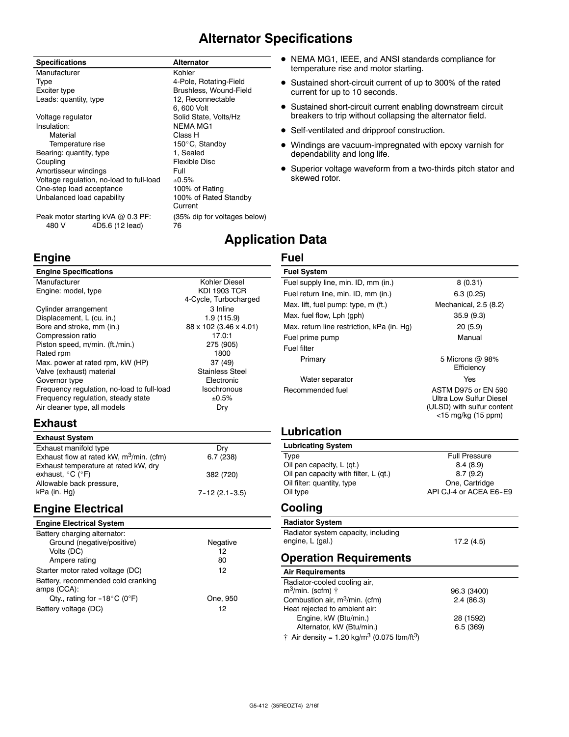# Alternator Specifications

| Specifications | Alternator |
|---|---|
| Manufacturer | Kohler |
| Type | 4-Pole, Rotating-Field |
| Exciter type | Brushless, Wound-Field |
| Leads: quantity, type | 12, Reconnectable<br>6, 600 Volt |
| Voltage regulator | Solid State, Volts/Hz |
| Insulation: | NEMA MG1 |
| Material | Class H |
| Temperature rise | 150°C, Standby |
| Bearing: quantity, type | 1, Sealed |
| Coupling | Flexible Disc |
| Amortisseur windings | Full |
| Voltage regulation, no-load to full-load | ±0.5% |
| One-step load acceptance | 100% of Rating |
| Unbalanced load capability | 100% of Rated Standby Current |
| Peak motor starting kVA @ 0.3 PF: | (35% dip for voltages below) |
| 480 V 4D5.6 (12 lead) | 76 |

- NEMA MG1, IEEE, and ANSI standards compliance for temperature rise and motor starting.
- Sustained short-circuit current of up to 300% of the rated current for up to 10 seconds.
- Sustained short-circuit current enabling downstream circuit breakers to trip without collapsing the alternator field.
- Self-ventilated and dripproof construction.
- Windings are vacuum-impregnated with epoxy varnish for dependability and long life.
- Superior voltage waveform from a two-thirds pitch stator and skewed rotor.

# Application Data

## Engine

| Engine Specifications | |
|---|---|
| Manufacturer | Kohler Diesel |
| Engine: model, type | KDI 1903 TCR<br>4-Cycle, Turbocharged |
| Cylinder arrangement | 3 Inline |
| Displacement, L (cu. in.) | 1.9 (115.9) |
| Bore and stroke, mm (in.) | 88 x 102 (3.46 x 4.01) |
| Compression ratio | 17.0:1 |
| Piston speed, m/min. (ft./min.) | 275 (905) |
| Rated rpm | 1800 |
| Max. power at rated rpm, kW (HP) | 37 (49) |
| Valve (exhaust) material | Stainless Steel |
| Governor type | Electronic |
| Frequency regulation, no-load to full-load | Isochronous |
| Frequency regulation, steady state | ±0.5% |
| Air cleaner type, all models | Dry |

## Exhaust

| Exhaust System | |
|---|---|
| Exhaust manifold type | Dry |
| Exhaust flow at rated kW, $m^3$/min. (cfm) | 6.7 (238) |
| Exhaust temperature at rated kW, dry exhaust, °C (°F) | 382 (720) |
| Allowable back pressure, kPa (in. Hg) | 7-12 (2.1-3.5) |

## Engine Electrical

| Engine Electrical System | |
|---|---|
| Battery charging alternator: | |
| Ground (negative/positive) | Negative |
| Volts (DC) | 12 |
| Ampere rating | 80 |
| Starter motor rated voltage (DC) | 12 |
| Battery, recommended cold cranking amps (CCA): | |
| Qty., rating for -18°C (0°F) | One, 950 |
| Battery voltage (DC) | 12 |

## Fuel

| Fuel System | |
|---|---|
| Fuel supply line, min. ID, mm (in.) | 8 (0.31) |
| Fuel return line, min. ID, mm (in.) | 6.3 (0.25) |
| Max. lift, fuel pump: type, m (ft.) | Mechanical, 2.5 (8.2) |
| Max. fuel flow, Lph (gph) | 35.9 (9.3) |
| Max. return line restriction, kPa (in. Hg) | 20 (5.9) |
| Fuel prime pump | Manual |
| Fuel filter | |
| Primary | 5 Microns @ 98% Efficiency |
| Water separator | Yes |
| Recommended fuel | ASTM D975 or EN 590 Ultra Low Sulfur Diesel (ULSD) with sulfur content <15 mg/kg (15 ppm) |

## Lubrication

| Lubricating System | |
|---|---|
| Type | Full Pressure |
| Oil pan capacity, L (qt.) | 8.4 (8.9) |
| Oil pan capacity with filter, L (qt.) | 8.7 (9.2) |
| Oil filter: quantity, type | One, Cartridge |
| Oil type | API CJ-4 or ACEA E6-E9 |

## Cooling

| Radiator System | |
|---|---|
| Radiator system capacity, including engine, L (gal.) | 17.2 (4.5) |

## Operation Requirements

| Air Requirements | |
|---|---|
| Radiator-cooled cooling air, $m^3$/min. (scfm) † | 96.3 (3400) |
| Combustion air, $m^3$/min. (cfm) | 2.4 (86.3) |
| Heat rejected to ambient air: | |
| Engine, kW (Btu/min.) | 28 (1592) |
| Alternator, kW (Btu/min.) | 6.5 (369) |

† Air density = 1.20 kg/$m^3$ (0.075 lbm/$ft^3$)

G5-412 (35REOZT4) 2/16f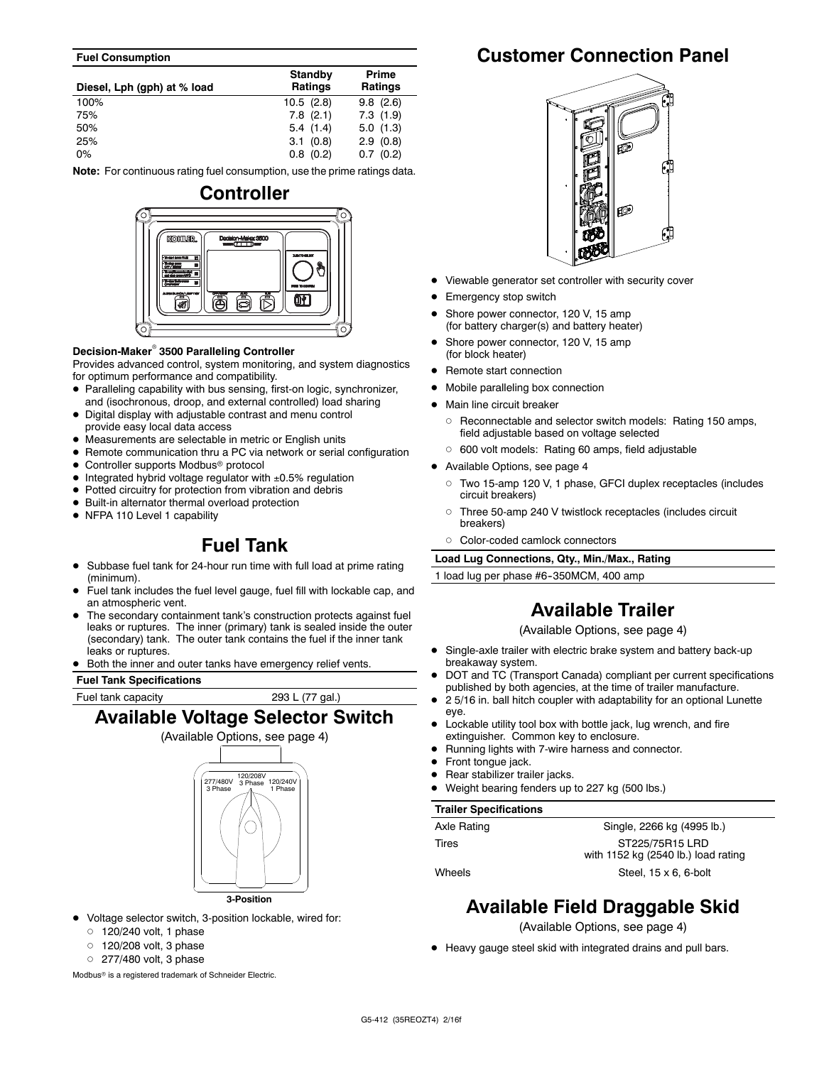| Fuel Consumption | | |
|---|---|---|
| Diesel, Lph (gph) at % load | Standby Ratings | Prime Ratings |
| 100% | 10.5 (2.8) | 9.8 (2.6) |
| 75% | 7.8 (2.1) | 7.3 (1.9) |
| 50% | 5.4 (1.4) | 5.0 (1.3) |
| 25% | 3.1 (0.8) | 2.9 (0.8) |
| 0% | 0.8 (0.2) | 0.7 (0.2) |

**Note:** For continuous rating fuel consumption, use the prime ratings data.

## Controller

**Decision-Maker® 3500 Paralleling Controller**

Provides advanced control, system monitoring, and system diagnostics for optimum performance and compatibility.

- Paralleling capability with bus sensing, first-on logic, synchronizer, and (isochronous, droop, and external controlled) load sharing
- Digital display with adjustable contrast and menu control provide easy local data access
- Measurements are selectable in metric or English units
- Remote communication thru a PC via network or serial configuration
- Controller supports Modbus® protocol
- Integrated hybrid voltage regulator with ±0.5% regulation
- Potted circuitry for protection from vibration and debris
- Built-in alternator thermal overload protection
- NFPA 110 Level 1 capability

## Fuel Tank

- Subbase fuel tank for 24-hour run time with full load at prime rating (minimum).
- Fuel tank includes the fuel level gauge, fuel fill with lockable cap, and an atmospheric vent.
- The secondary containment tank's construction protects against fuel leaks or ruptures. The inner (primary) tank is sealed inside the outer (secondary) tank. The outer tank contains the fuel if the inner tank leaks or ruptures.
- Both the inner and outer tanks have emergency relief vents.

| Fuel Tank Specifications | |
|---|---|
| Fuel tank capacity | 293 L (77 gal.) |

## Available Voltage Selector Switch

(Available Options, see page 4)

277/480V 3 Phase | 120/208V 3 Phase | 120/240V 1 Phase

**3-Position**

- Voltage selector switch, 3-position lockable, wired for:
  - 120/240 volt, 1 phase
  - 120/208 volt, 3 phase
  - 277/480 volt, 3 phase

Modbus® is a registered trademark of Schneider Electric.

## Customer Connection Panel

- Viewable generator set controller with security cover
- Emergency stop switch
- Shore power connector, 120 V, 15 amp (for battery charger(s) and battery heater)
- Shore power connector, 120 V, 15 amp (for block heater)
- Remote start connection
- Mobile paralleling box connection
- Main line circuit breaker
  - Reconnectable and selector switch models: Rating 150 amps, field adjustable based on voltage selected
  - 600 volt models: Rating 60 amps, field adjustable
- Available Options, see page 4
  - Two 15-amp 120 V, 1 phase, GFCI duplex receptacles (includes circuit breakers)
  - Three 50-amp 240 V twistlock receptacles (includes circuit breakers)
  - Color-coded camlock connectors

| Load Lug Connections, Qty., Min./Max., Rating |
|---|
| 1 load lug per phase #6-350MCM, 400 amp |

## Available Trailer

(Available Options, see page 4)

- Single-axle trailer with electric brake system and battery back-up breakaway system.
- DOT and TC (Transport Canada) compliant per current specifications published by both agencies, at the time of trailer manufacture.
- 2 5/16 in. ball hitch coupler with adaptability for an optional Lunette eye.
- Lockable utility tool box with bottle jack, lug wrench, and fire extinguisher. Common key to enclosure.
- Running lights with 7-wire harness and connector.
- Front tongue jack.
- Rear stabilizer trailer jacks.
- Weight bearing fenders up to 227 kg (500 lbs.)

| Trailer Specifications | |
|---|---|
| Axle Rating | Single, 2266 kg (4995 lb.) |
| Tires | ST225/75R15 LRD with 1152 kg (2540 lb.) load rating |
| Wheels | Steel, 15 x 6, 6-bolt |

## Available Field Draggable Skid

(Available Options, see page 4)

- Heavy gauge steel skid with integrated drains and pull bars.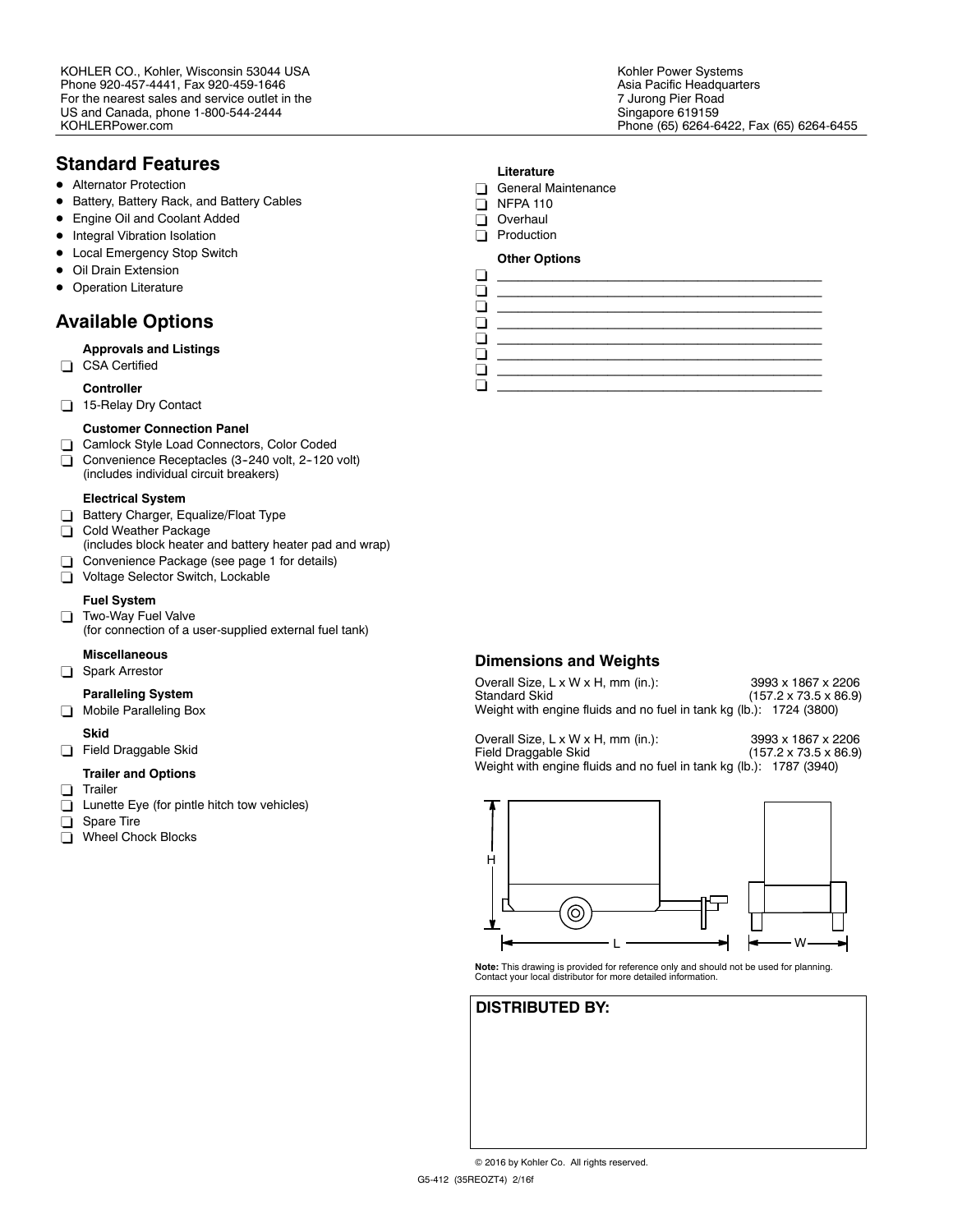KOHLER CO., Kohler, Wisconsin 53044 USA
Phone 920-457-4441, Fax 920-459-1646
For the nearest sales and service outlet in the US and Canada, phone 1-800-544-2444
KOHLERPower.com

Kohler Power Systems
Asia Pacific Headquarters
7 Jurong Pier Road
Singapore 619159
Phone (65) 6264-6422, Fax (65) 6264-6455

## Standard Features

- Alternator Protection
- Battery, Battery Rack, and Battery Cables
- Engine Oil and Coolant Added
- Integral Vibration Isolation
- Local Emergency Stop Switch
- Oil Drain Extension
- Operation Literature

## Available Options

**Approvals and Listings**

- ☐ CSA Certified

**Controller**

- ☐ 15-Relay Dry Contact

**Customer Connection Panel**

- ☐ Camlock Style Load Connectors, Color Coded
- ☐ Convenience Receptacles (3-240 volt, 2-120 volt) (includes individual circuit breakers)

**Electrical System**

- ☐ Battery Charger, Equalize/Float Type
- ☐ Cold Weather Package (includes block heater and battery heater pad and wrap)
- ☐ Convenience Package (see page 1 for details)
- ☐ Voltage Selector Switch, Lockable

**Fuel System**

- ☐ Two-Way Fuel Valve (for connection of a user-supplied external fuel tank)

**Miscellaneous**

- ☐ Spark Arrestor

**Paralleling System**

- ☐ Mobile Paralleling Box

**Skid**

- ☐ Field Draggable Skid

**Trailer and Options**

- ☐ Trailer
- ☐ Lunette Eye (for pintle hitch tow vehicles)
- ☐ Spare Tire
- ☐ Wheel Chock Blocks

**Literature**

- ☐ General Maintenance
- ☐ NFPA 110
- ☐ Overhaul
- ☐ Production

**Other Options**

- ☐ ______________________________
- ☐ ______________________________
- ☐ ______________________________
- ☐ ______________________________
- ☐ ______________________________
- ☐ ______________________________
- ☐ ______________________________
- ☐ ______________________________

## Dimensions and Weights

Overall Size, L x W x H, mm (in.): 3993 x 1867 x 2206
Standard Skid (157.2 x 73.5 x 86.9)
Weight with engine fluids and no fuel in tank kg (lb.): 1724 (3800)

Overall Size, L x W x H, mm (in.): 3993 x 1867 x 2206
Field Draggable Skid (157.2 x 73.5 x 86.9)
Weight with engine fluids and no fuel in tank kg (lb.): 1787 (3940)

H
L
W

**Note:** This drawing is provided for reference only and should not be used for planning. Contact your local distributor for more detailed information.

**DISTRIBUTED BY:**

© 2016 by Kohler Co. All rights reserved.

G5-412 (35REOZT4) 2/16f